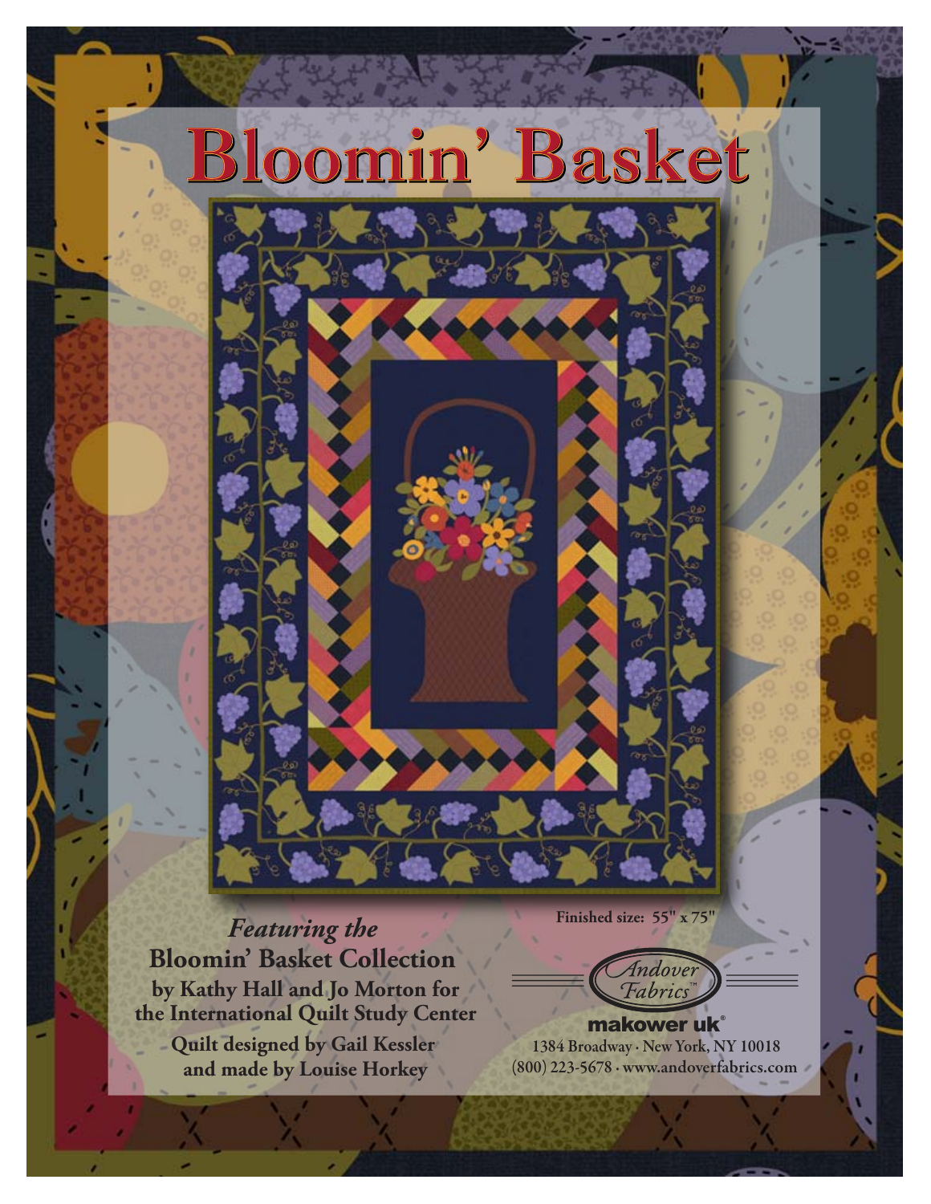# Bloomin' Basket

Finished size: 55" x 75"

*Featuring the*

**Bloomin' Basket Collection**

**by Kathy Hall and Jo Morton for the International Quilt Study Center**

**Quilt designed by Gail Kessler and made by Louise Horkey**

Andover Fabrics™

makower uk®

1384 Broadway · New York, NY 10018

(800) 223-5678 · www.andoverfabrics.com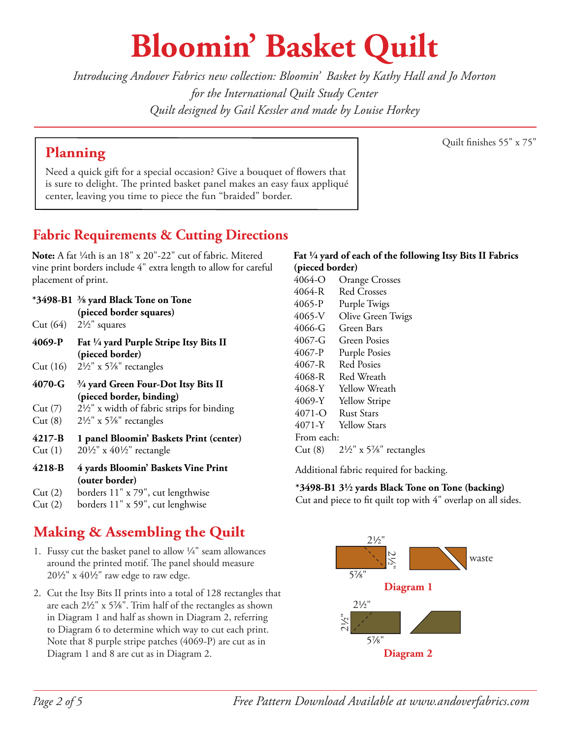# Bloomin' Basket Quilt

*Introducing Andover Fabrics new collection: Bloomin' Basket by Kathy Hall and Jo Morton*
*for the International Quilt Study Center*
*Quilt designed by Gail Kessler and made by Louise Horkey*

Quilt finishes 55" x 75"

## Planning

Need a quick gift for a special occasion? Give a bouquet of flowers that is sure to delight. The printed basket panel makes an easy faux appliqué center, leaving you time to piece the fun "braided" border.

## Fabric Requirements & Cutting Directions

**Note:** A fat ¼th is an 18" x 20"-22" cut of fabric. Mitered vine print borders include 4" extra length to allow for careful placement of print.

**\*3498-B1 ⅜ yard Black Tone on Tone (pieced border squares)**
Cut (64) 2½" squares

**4069-P Fat ¼ yard Purple Stripe Itsy Bits II (pieced border)**
Cut (16) 2½" x 5⅞" rectangles

**4070-G ¾ yard Green Four-Dot Itsy Bits II (pieced border, binding)**
Cut (7) 2½" x width of fabric strips for binding
Cut (8) 2½" x 5⅞" rectangles

**4217-B 1 panel Bloomin' Baskets Print (center)**
Cut (1) 20½" x 40½" rectangle

**4218-B 4 yards Bloomin' Baskets Vine Print (outer border)**
Cut (2) borders 11" x 79", cut lengthwise
Cut (2) borders 11" x 59", cut lenghwise

**Fat ¼ yard of each of the following Itsy Bits II Fabrics (pieced border)**

| | |
|---|---|
| 4064-O | Orange Crosses |
| 4064-R | Red Crosses |
| 4065-P | Purple Twigs |
| 4065-V | Olive Green Twigs |
| 4066-G | Green Bars |
| 4067-G | Green Posies |
| 4067-P | Purple Posies |
| 4067-R | Red Posies |
| 4068-R | Red Wreath |
| 4068-Y | Yellow Wreath |
| 4069-Y | Yellow Stripe |
| 4071-O | Rust Stars |
| 4071-Y | Yellow Stars |

From each:
Cut (8) 2½" x 5⅞" rectangles

Additional fabric required for backing.

**\*3498-B1 3½ yards Black Tone on Tone (backing)**
Cut and piece to fit quilt top with 4" overlap on all sides.

## Making & Assembling the Quilt

1. Fussy cut the basket panel to allow ¼" seam allowances around the printed motif. The panel should measure 20½" x 40½" raw edge to raw edge.
2. Cut the Itsy Bits II prints into a total of 128 rectangles that are each 2½" x 5⅞". Trim half of the rectangles as shown in Diagram 1 and half as shown in Diagram 2, referring to Diagram 6 to determine which way to cut each print. Note that 8 purple stripe patches (4069-P) are cut as in Diagram 1 and 8 are cut as in Diagram 2.

2½" 2½" 5⅞" waste

**Diagram 1**

2½" 2½" 5⅞"

**Diagram 2**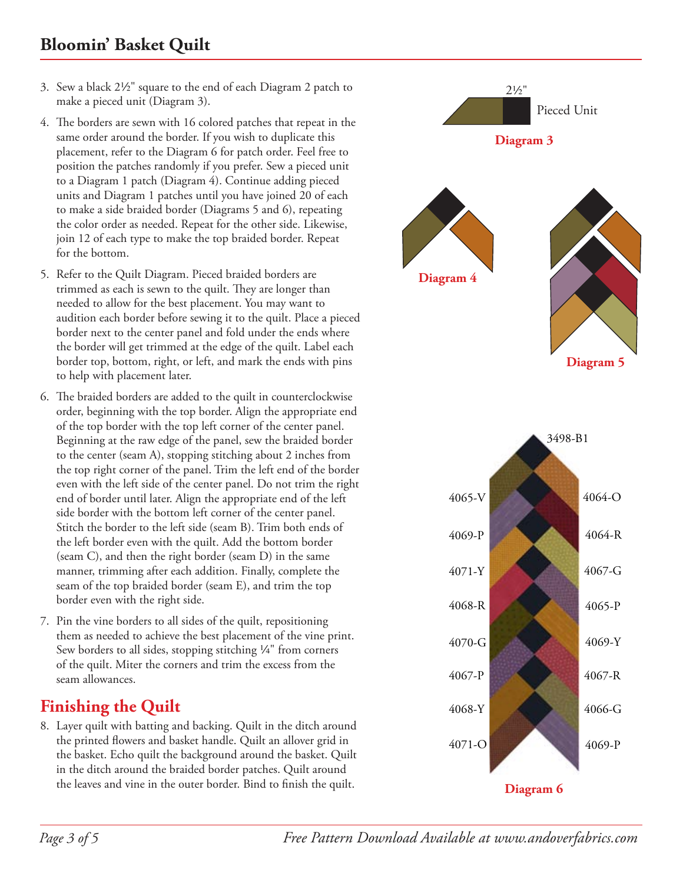3. Sew a black 2½" square to the end of each Diagram 2 patch to make a pieced unit (Diagram 3).

4. The borders are sewn with 16 colored patches that repeat in the same order around the border. If you wish to duplicate this placement, refer to the Diagram 6 for patch order. Feel free to position the patches randomly if you prefer. Sew a pieced unit to a Diagram 1 patch (Diagram 4). Continue adding pieced units and Diagram 1 patches until you have joined 20 of each to make a side braided border (Diagrams 5 and 6), repeating the color order as needed. Repeat for the other side. Likewise, join 12 of each type to make the top braided border. Repeat for the bottom.

5. Refer to the Quilt Diagram. Pieced braided borders are trimmed as each is sewn to the quilt. They are longer than needed to allow for the best placement. You may want to audition each border before sewing it to the quilt. Place a pieced border next to the center panel and fold under the ends where the border will get trimmed at the edge of the quilt. Label each border top, bottom, right, or left, and mark the ends with pins to help with placement later.

6. The braided borders are added to the quilt in counterclockwise order, beginning with the top border. Align the appropriate end of the top border with the top left corner of the center panel. Beginning at the raw edge of the panel, sew the braided border to the center (seam A), stopping stitching about 2 inches from the top right corner of the panel. Trim the left end of the border even with the left side of the center panel. Do not trim the right end of border until later. Align the appropriate end of the left side border with the bottom left corner of the center panel. Stitch the border to the left side (seam B). Trim both ends of the left border even with the quilt. Add the bottom border (seam C), and then the right border (seam D) in the same manner, trimming after each addition. Finally, complete the seam of the top braided border (seam E), and trim the top border even with the right side.

7. Pin the vine borders to all sides of the quilt, repositioning them as needed to achieve the best placement of the vine print. Sew borders to all sides, stopping stitching ¼" from corners of the quilt. Miter the corners and trim the excess from the seam allowances.

## Finishing the Quilt

8. Layer quilt with batting and backing. Quilt in the ditch around the printed flowers and basket handle. Quilt an allover grid in the basket. Echo quilt the background around the basket. Quilt in the ditch around the braided border patches. Quilt around the leaves and vine in the outer border. Bind to finish the quilt.

2½"
Pieced Unit

**Diagram 3**

**Diagram 4**

**Diagram 5**

3498-B1

4065-V, 4064-O, 4069-P, 4064-R, 4071-Y, 4067-G, 4068-R, 4065-P, 4070-G, 4069-Y, 4067-P, 4067-R, 4068-Y, 4066-G, 4071-O, 4069-P

**Diagram 6**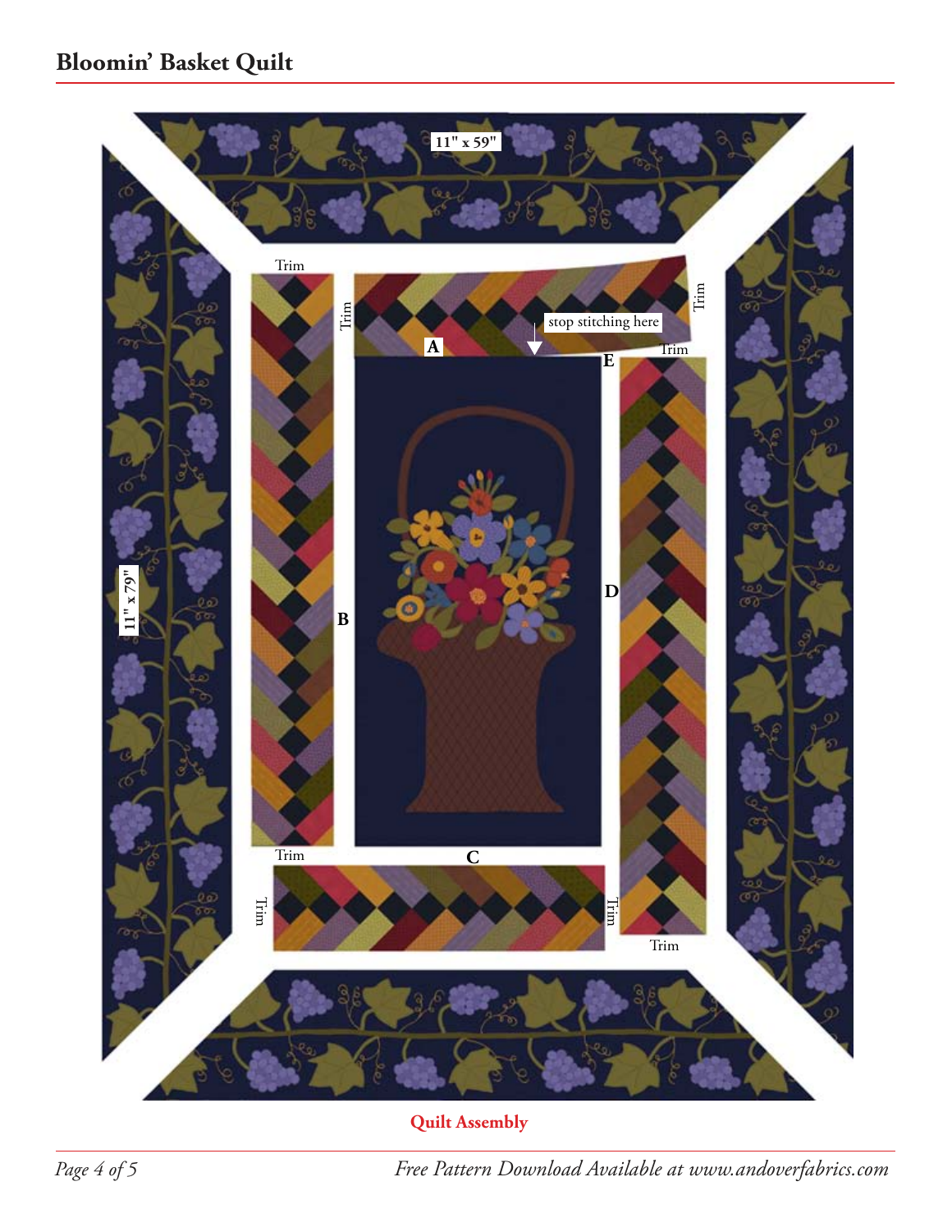# Bloomin' Basket Quilt

11" x 59"

11" x 79"

Trim

Trim

Trim

stop stitching here

A

E

Trim

B

D

Trim

C

Trim

Trim

Trim

**Quilt Assembly**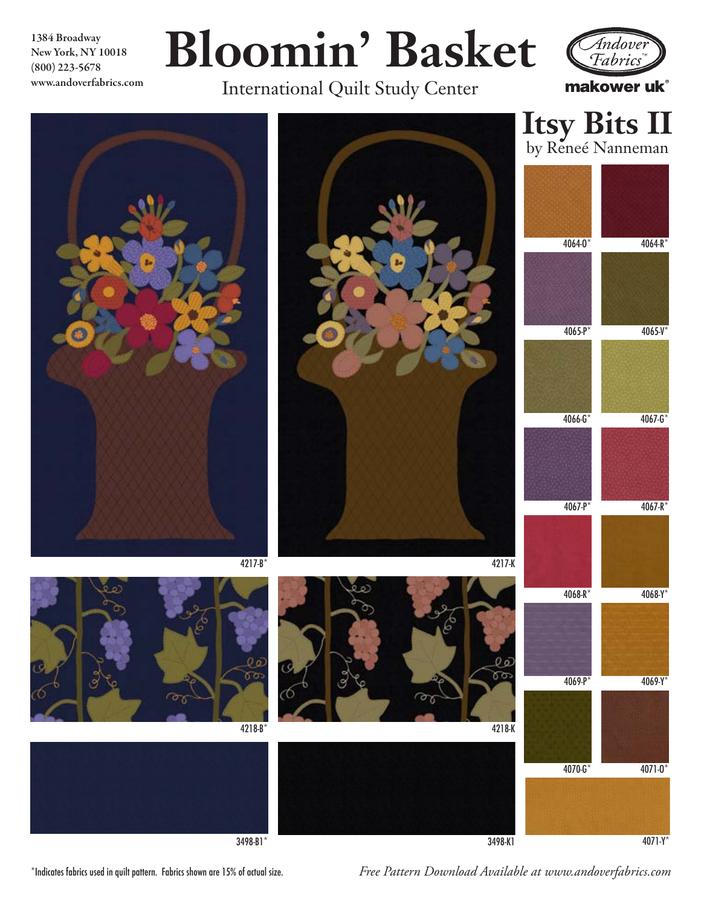1384 Broadway
New York, NY 10018
(800) 223-5678
www.andoverfabrics.com

# Bloomin' Basket

International Quilt Study Center

Andover Fabrics™

makower uk®

## Itsy Bits II

by Reneé Nanneman

4217-B*

4217-K

4218-B*

4218-K

3498-B1*

3498-K1

4064-O*

4064-R*

4065-P*

4065-V*

4066-G*

4067-G*

4067-P*

4067-R*

4068-R*

4068-Y*

4069-P*

4069-Y*

4070-G*

4071-O*

4071-Y*

*Indicates fabrics used in quilt pattern. Fabrics shown are 15% of actual size.

*Free Pattern Download Available at www.andoverfabrics.com*